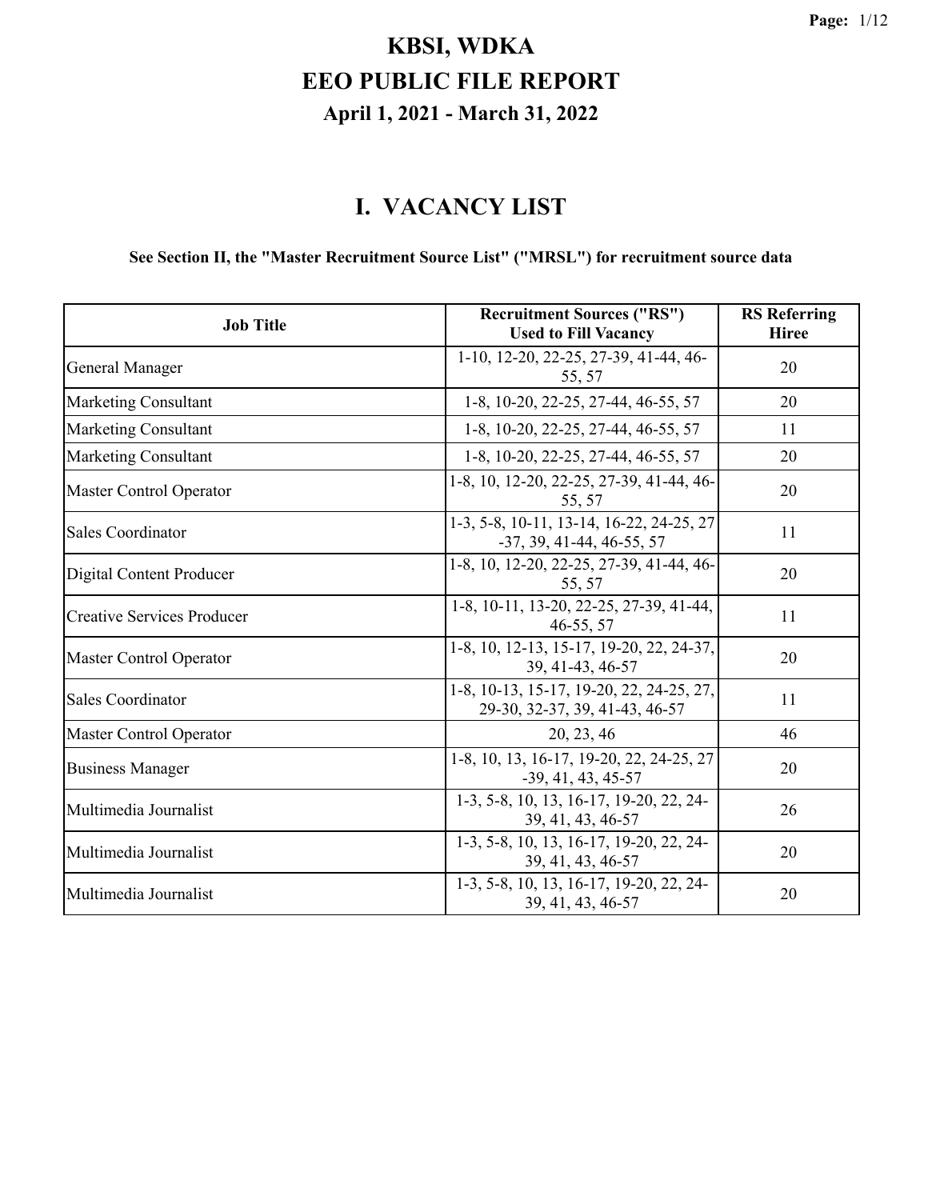# KBSI, WDKA
# EEO PUBLIC FILE REPORT
### April 1, 2021 - March 31, 2022

## I. VACANCY LIST

**See Section II, the "Master Recruitment Source List" ("MRSL") for recruitment source data**

| Job Title | Recruitment Sources ("RS") Used to Fill Vacancy | RS Referring Hiree |
|---|---|---|
| General Manager | 1-10, 12-20, 22-25, 27-39, 41-44, 46-55, 57 | 20 |
| Marketing Consultant | 1-8, 10-20, 22-25, 27-44, 46-55, 57 | 20 |
| Marketing Consultant | 1-8, 10-20, 22-25, 27-44, 46-55, 57 | 11 |
| Marketing Consultant | 1-8, 10-20, 22-25, 27-44, 46-55, 57 | 20 |
| Master Control Operator | 1-8, 10, 12-20, 22-25, 27-39, 41-44, 46-55, 57 | 20 |
| Sales Coordinator | 1-3, 5-8, 10-11, 13-14, 16-22, 24-25, 27-37, 39, 41-44, 46-55, 57 | 11 |
| Digital Content Producer | 1-8, 10, 12-20, 22-25, 27-39, 41-44, 46-55, 57 | 20 |
| Creative Services Producer | 1-8, 10-11, 13-20, 22-25, 27-39, 41-44, 46-55, 57 | 11 |
| Master Control Operator | 1-8, 10, 12-13, 15-17, 19-20, 22, 24-37, 39, 41-43, 46-57 | 20 |
| Sales Coordinator | 1-8, 10-13, 15-17, 19-20, 22, 24-25, 27, 29-30, 32-37, 39, 41-43, 46-57 | 11 |
| Master Control Operator | 20, 23, 46 | 46 |
| Business Manager | 1-8, 10, 13, 16-17, 19-20, 22, 24-25, 27-39, 41, 43, 45-57 | 20 |
| Multimedia Journalist | 1-3, 5-8, 10, 13, 16-17, 19-20, 22, 24-39, 41, 43, 46-57 | 26 |
| Multimedia Journalist | 1-3, 5-8, 10, 13, 16-17, 19-20, 22, 24-39, 41, 43, 46-57 | 20 |
| Multimedia Journalist | 1-3, 5-8, 10, 13, 16-17, 19-20, 22, 24-39, 41, 43, 46-57 | 20 |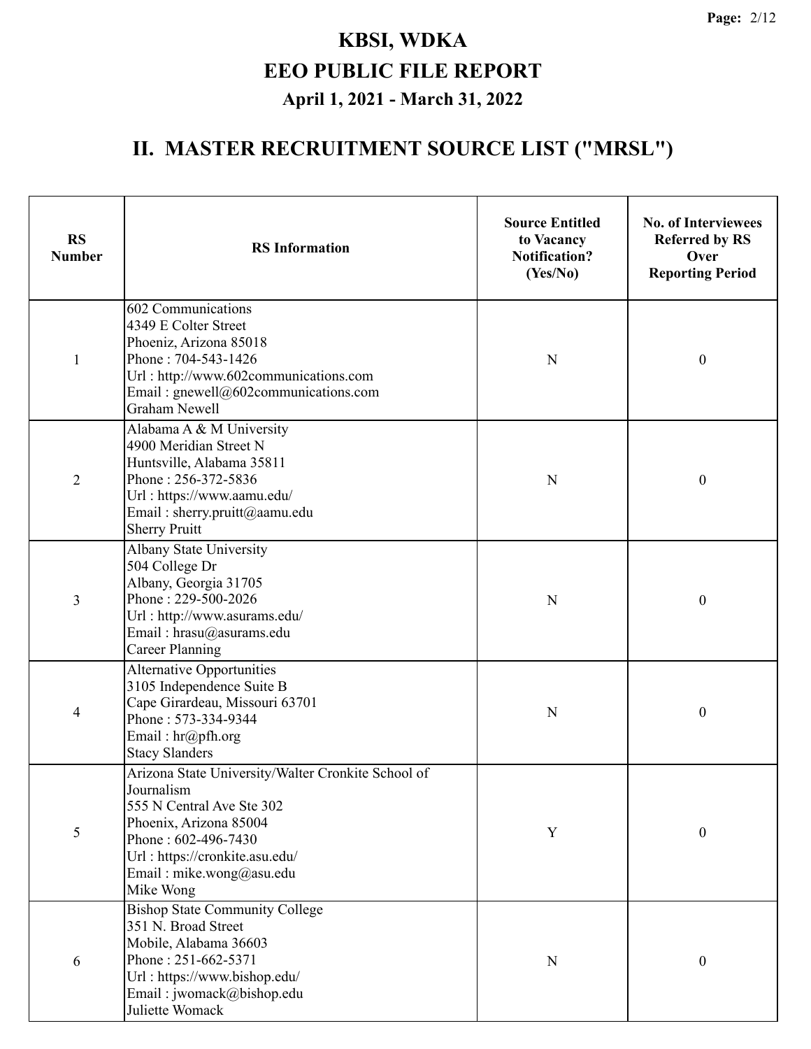# KBSI, WDKA
# EEO PUBLIC FILE REPORT
### April 1, 2021 - March 31, 2022

## II. MASTER RECRUITMENT SOURCE LIST ("MRSL")

| RS Number | RS Information | Source Entitled to Vacancy Notification? (Yes/No) | No. of Interviewees Referred by RS Over Reporting Period |
|---|---|---|---|
| 1 | 602 Communications<br>4349 E Colter Street<br>Phoeniz, Arizona 85018<br>Phone : 704-543-1426<br>Url : http://www.602communications.com<br>Email : gnewell@602communications.com<br>Graham Newell | N | 0 |
| 2 | Alabama A & M University<br>4900 Meridian Street N<br>Huntsville, Alabama 35811<br>Phone : 256-372-5836<br>Url : https://www.aamu.edu/<br>Email : sherry.pruitt@aamu.edu<br>Sherry Pruitt | N | 0 |
| 3 | Albany State University<br>504 College Dr<br>Albany, Georgia 31705<br>Phone : 229-500-2026<br>Url : http://www.asurams.edu/<br>Email : hrasu@asurams.edu<br>Career Planning | N | 0 |
| 4 | Alternative Opportunities<br>3105 Independence Suite B<br>Cape Girardeau, Missouri 63701<br>Phone : 573-334-9344<br>Email : hr@pfh.org<br>Stacy Slanders | N | 0 |
| 5 | Arizona State University/Walter Cronkite School of Journalism<br>555 N Central Ave Ste 302<br>Phoenix, Arizona 85004<br>Phone : 602-496-7430<br>Url : https://cronkite.asu.edu/<br>Email : mike.wong@asu.edu<br>Mike Wong | Y | 0 |
| 6 | Bishop State Community College<br>351 N. Broad Street<br>Mobile, Alabama 36603<br>Phone : 251-662-5371<br>Url : https://www.bishop.edu/<br>Email : jwomack@bishop.edu<br>Juliette Womack | N | 0 |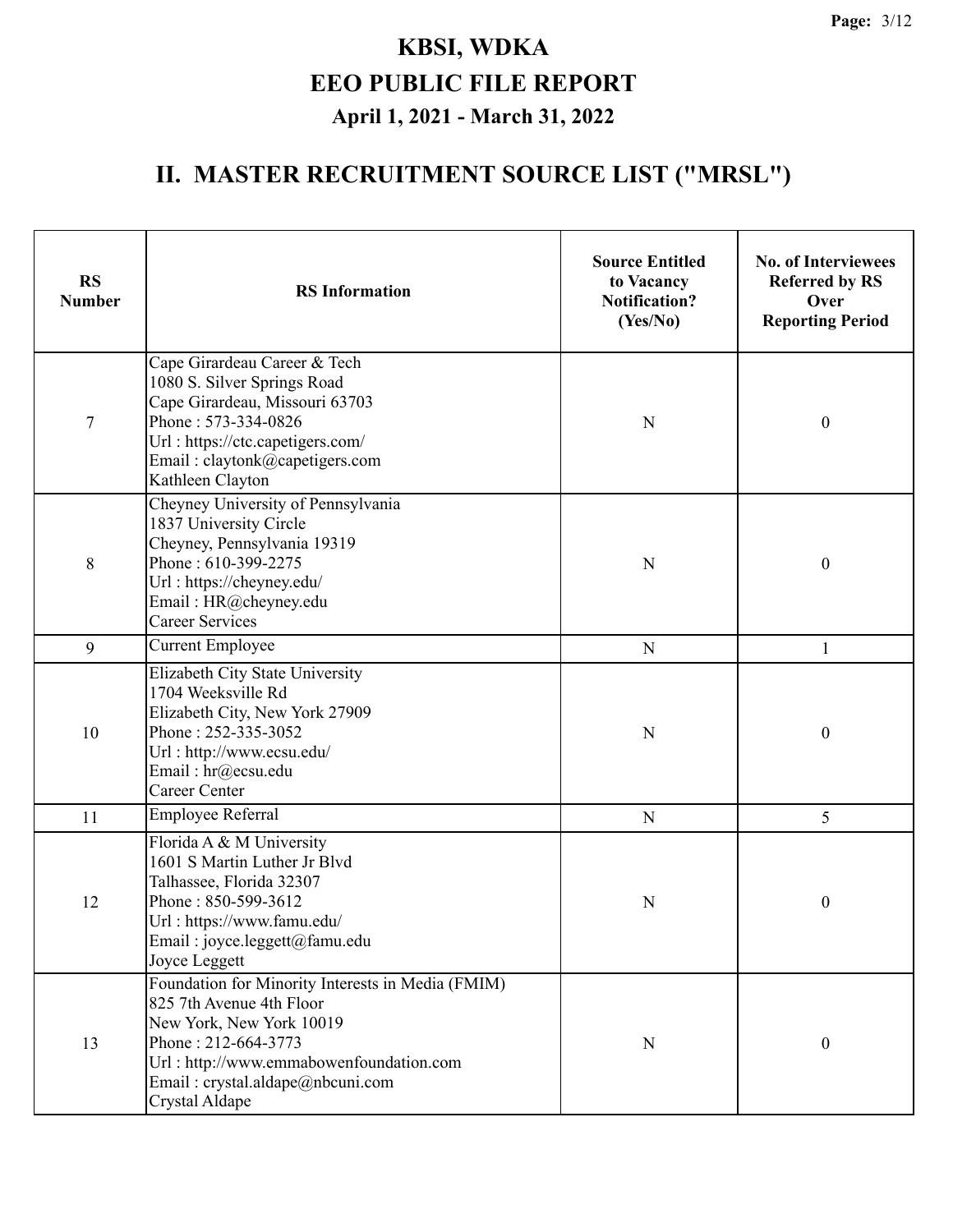# KBSI, WDKA

## EEO PUBLIC FILE REPORT

### April 1, 2021 - March 31, 2022

## II. MASTER RECRUITMENT SOURCE LIST ("MRSL")

| RS Number | RS Information | Source Entitled to Vacancy Notification? (Yes/No) | No. of Interviewees Referred by RS Over Reporting Period |
|---|---|---|---|
| 7 | Cape Girardeau Career & Tech<br>1080 S. Silver Springs Road<br>Cape Girardeau, Missouri 63703<br>Phone : 573-334-0826<br>Url : https://ctc.capetigers.com/<br>Email : claytonk@capetigers.com<br>Kathleen Clayton | N | 0 |
| 8 | Cheyney University of Pennsylvania<br>1837 University Circle<br>Cheyney, Pennsylvania 19319<br>Phone : 610-399-2275<br>Url : https://cheyney.edu/<br>Email : HR@cheyney.edu<br>Career Services | N | 0 |
| 9 | Current Employee | N | 1 |
| 10 | Elizabeth City State University<br>1704 Weeksville Rd<br>Elizabeth City, New York 27909<br>Phone : 252-335-3052<br>Url : http://www.ecsu.edu/<br>Email : hr@ecsu.edu<br>Career Center | N | 0 |
| 11 | Employee Referral | N | 5 |
| 12 | Florida A & M University<br>1601 S Martin Luther Jr Blvd<br>Talhassee, Florida 32307<br>Phone : 850-599-3612<br>Url : https://www.famu.edu/<br>Email : joyce.leggett@famu.edu<br>Joyce Leggett | N | 0 |
| 13 | Foundation for Minority Interests in Media (FMIM)<br>825 7th Avenue 4th Floor<br>New York, New York 10019<br>Phone : 212-664-3773<br>Url : http://www.emmabowenfoundation.com<br>Email : crystal.aldape@nbcuni.com<br>Crystal Aldape | N | 0 |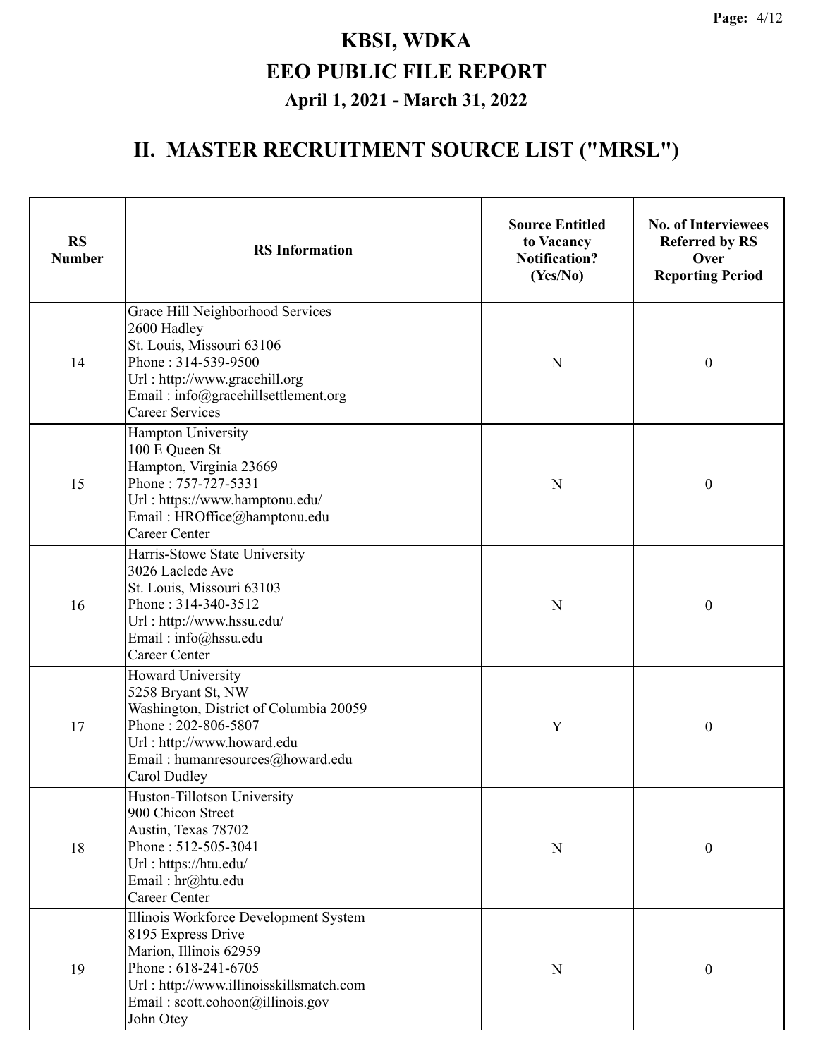# KBSI, WDKA

# EEO PUBLIC FILE REPORT

### April 1, 2021 - March 31, 2022

## II. MASTER RECRUITMENT SOURCE LIST ("MRSL")

| RS Number | RS Information | Source Entitled to Vacancy Notification? (Yes/No) | No. of Interviewees Referred by RS Over Reporting Period |
|---|---|---|---|
| 14 | Grace Hill Neighborhood Services<br>2600 Hadley<br>St. Louis, Missouri 63106<br>Phone : 314-539-9500<br>Url : http://www.gracehill.org<br>Email : info@gracehillsettlement.org<br>Career Services | N | 0 |
| 15 | Hampton University<br>100 E Queen St<br>Hampton, Virginia 23669<br>Phone : 757-727-5331<br>Url : https://www.hamptonu.edu/<br>Email : HROffice@hamptonu.edu<br>Career Center | N | 0 |
| 16 | Harris-Stowe State University<br>3026 Laclede Ave<br>St. Louis, Missouri 63103<br>Phone : 314-340-3512<br>Url : http://www.hssu.edu/<br>Email : info@hssu.edu<br>Career Center | N | 0 |
| 17 | Howard University<br>5258 Bryant St, NW<br>Washington, District of Columbia 20059<br>Phone : 202-806-5807<br>Url : http://www.howard.edu<br>Email : humanresources@howard.edu<br>Carol Dudley | Y | 0 |
| 18 | Huston-Tillotson University<br>900 Chicon Street<br>Austin, Texas 78702<br>Phone : 512-505-3041<br>Url : https://htu.edu/<br>Email : hr@htu.edu<br>Career Center | N | 0 |
| 19 | Illinois Workforce Development System<br>8195 Express Drive<br>Marion, Illinois 62959<br>Phone : 618-241-6705<br>Url : http://www.illinoisskillsmatch.com<br>Email : scott.cohoon@illinois.gov<br>John Otey | N | 0 |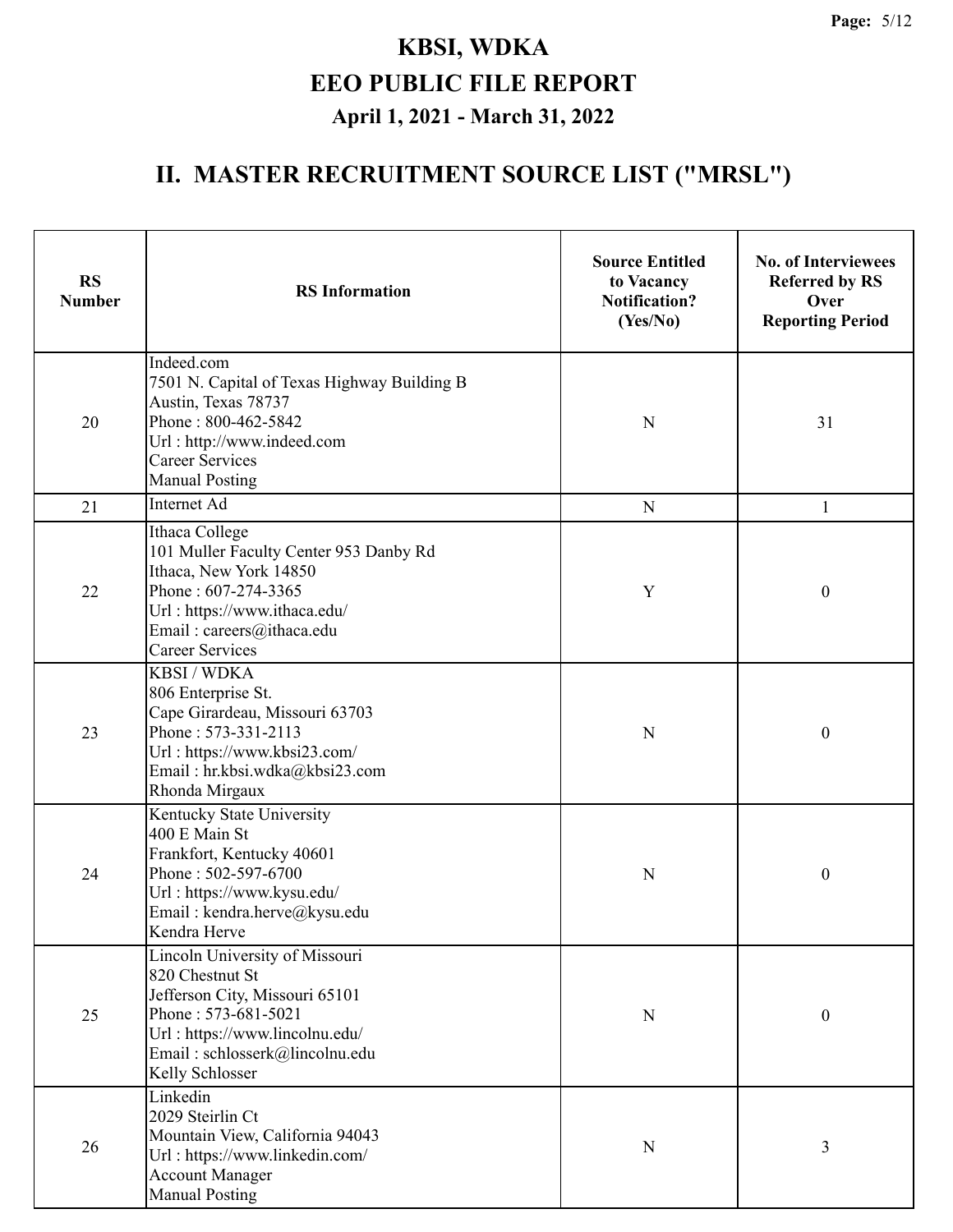# KBSI, WDKA

## EEO PUBLIC FILE REPORT

### April 1, 2021 - March 31, 2022

## II. MASTER RECRUITMENT SOURCE LIST ("MRSL")

| RS Number | RS Information | Source Entitled to Vacancy Notification? (Yes/No) | No. of Interviewees Referred by RS Over Reporting Period |
|---|---|---|---|
| 20 | Indeed.com<br>7501 N. Capital of Texas Highway Building B<br>Austin, Texas 78737<br>Phone : 800-462-5842<br>Url : http://www.indeed.com<br>Career Services<br>Manual Posting | N | 31 |
| 21 | Internet Ad | N | 1 |
| 22 | Ithaca College<br>101 Muller Faculty Center 953 Danby Rd<br>Ithaca, New York 14850<br>Phone : 607-274-3365<br>Url : https://www.ithaca.edu/<br>Email : careers@ithaca.edu<br>Career Services | Y | 0 |
| 23 | KBSI / WDKA<br>806 Enterprise St.<br>Cape Girardeau, Missouri 63703<br>Phone : 573-331-2113<br>Url : https://www.kbsi23.com/<br>Email : hr.kbsi.wdka@kbsi23.com<br>Rhonda Mirgaux | N | 0 |
| 24 | Kentucky State University<br>400 E Main St<br>Frankfort, Kentucky 40601<br>Phone : 502-597-6700<br>Url : https://www.kysu.edu/<br>Email : kendra.herve@kysu.edu<br>Kendra Herve | N | 0 |
| 25 | Lincoln University of Missouri<br>820 Chestnut St<br>Jefferson City, Missouri 65101<br>Phone : 573-681-5021<br>Url : https://www.lincolnu.edu/<br>Email : schlosserk@lincolnu.edu<br>Kelly Schlosser | N | 0 |
| 26 | Linkedin<br>2029 Steirlin Ct<br>Mountain View, California 94043<br>Url : https://www.linkedin.com/<br>Account Manager<br>Manual Posting | N | 3 |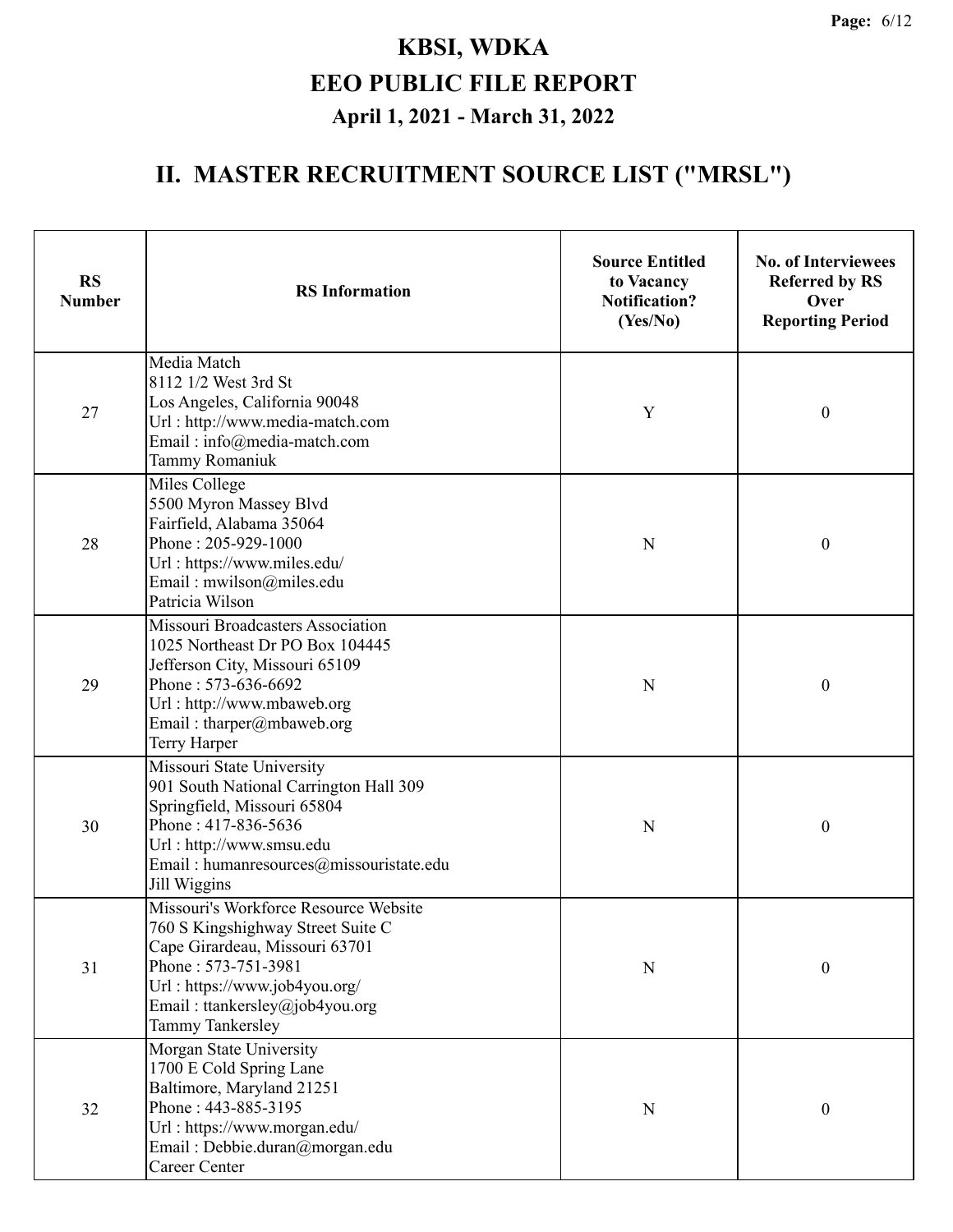# KBSI, WDKA

# EEO PUBLIC FILE REPORT

### April 1, 2021 - March 31, 2022

## II. MASTER RECRUITMENT SOURCE LIST ("MRSL")

| RS Number | RS Information | Source Entitled to Vacancy Notification? (Yes/No) | No. of Interviewees Referred by RS Over Reporting Period |
|---|---|---|---|
| 27 | Media Match<br>8112 1/2 West 3rd St<br>Los Angeles, California 90048<br>Url : http://www.media-match.com<br>Email : info@media-match.com<br>Tammy Romaniuk | Y | 0 |
| 28 | Miles College<br>5500 Myron Massey Blvd<br>Fairfield, Alabama 35064<br>Phone : 205-929-1000<br>Url : https://www.miles.edu/<br>Email : mwilson@miles.edu<br>Patricia Wilson | N | 0 |
| 29 | Missouri Broadcasters Association<br>1025 Northeast Dr PO Box 104445<br>Jefferson City, Missouri 65109<br>Phone : 573-636-6692<br>Url : http://www.mbaweb.org<br>Email : tharper@mbaweb.org<br>Terry Harper | N | 0 |
| 30 | Missouri State University<br>901 South National Carrington Hall 309<br>Springfield, Missouri 65804<br>Phone : 417-836-5636<br>Url : http://www.smsu.edu<br>Email : humanresources@missouristate.edu<br>Jill Wiggins | N | 0 |
| 31 | Missouri's Workforce Resource Website<br>760 S Kingshighway Street Suite C<br>Cape Girardeau, Missouri 63701<br>Phone : 573-751-3981<br>Url : https://www.job4you.org/<br>Email : ttankersley@job4you.org<br>Tammy Tankersley | N | 0 |
| 32 | Morgan State University<br>1700 E Cold Spring Lane<br>Baltimore, Maryland 21251<br>Phone : 443-885-3195<br>Url : https://www.morgan.edu/<br>Email : Debbie.duran@morgan.edu<br>Career Center | N | 0 |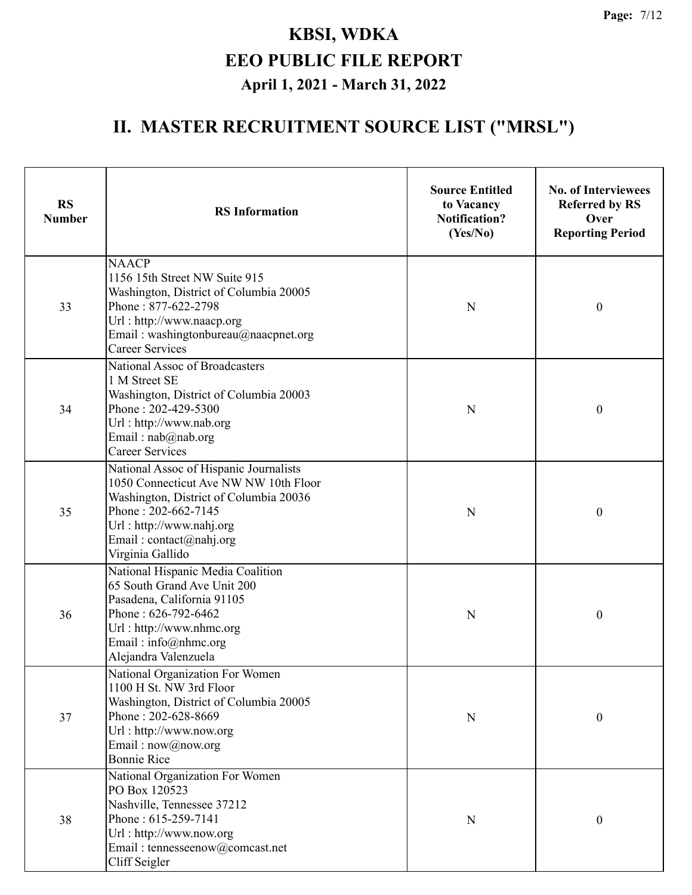# KBSI, WDKA

# EEO PUBLIC FILE REPORT

### April 1, 2021 - March 31, 2022

## II. MASTER RECRUITMENT SOURCE LIST ("MRSL")

| RS Number | RS Information | Source Entitled to Vacancy Notification? (Yes/No) | No. of Interviewees Referred by RS Over Reporting Period |
|---|---|---|---|
| 33 | NAACP<br>1156 15th Street NW Suite 915<br>Washington, District of Columbia 20005<br>Phone : 877-622-2798<br>Url : http://www.naacp.org<br>Email : washingtonbureau@naacpnet.org<br>Career Services | N | 0 |
| 34 | National Assoc of Broadcasters<br>1 M Street SE<br>Washington, District of Columbia 20003<br>Phone : 202-429-5300<br>Url : http://www.nab.org<br>Email : nab@nab.org<br>Career Services | N | 0 |
| 35 | National Assoc of Hispanic Journalists<br>1050 Connecticut Ave NW NW 10th Floor<br>Washington, District of Columbia 20036<br>Phone : 202-662-7145<br>Url : http://www.nahj.org<br>Email : contact@nahj.org<br>Virginia Gallido | N | 0 |
| 36 | National Hispanic Media Coalition<br>65 South Grand Ave Unit 200<br>Pasadena, California 91105<br>Phone : 626-792-6462<br>Url : http://www.nhmc.org<br>Email : info@nhmc.org<br>Alejandra Valenzuela | N | 0 |
| 37 | National Organization For Women<br>1100 H St. NW 3rd Floor<br>Washington, District of Columbia 20005<br>Phone : 202-628-8669<br>Url : http://www.now.org<br>Email : now@now.org<br>Bonnie Rice | N | 0 |
| 38 | National Organization For Women<br>PO Box 120523<br>Nashville, Tennessee 37212<br>Phone : 615-259-7141<br>Url : http://www.now.org<br>Email : tennesseenow@comcast.net<br>Cliff Seigler | N | 0 |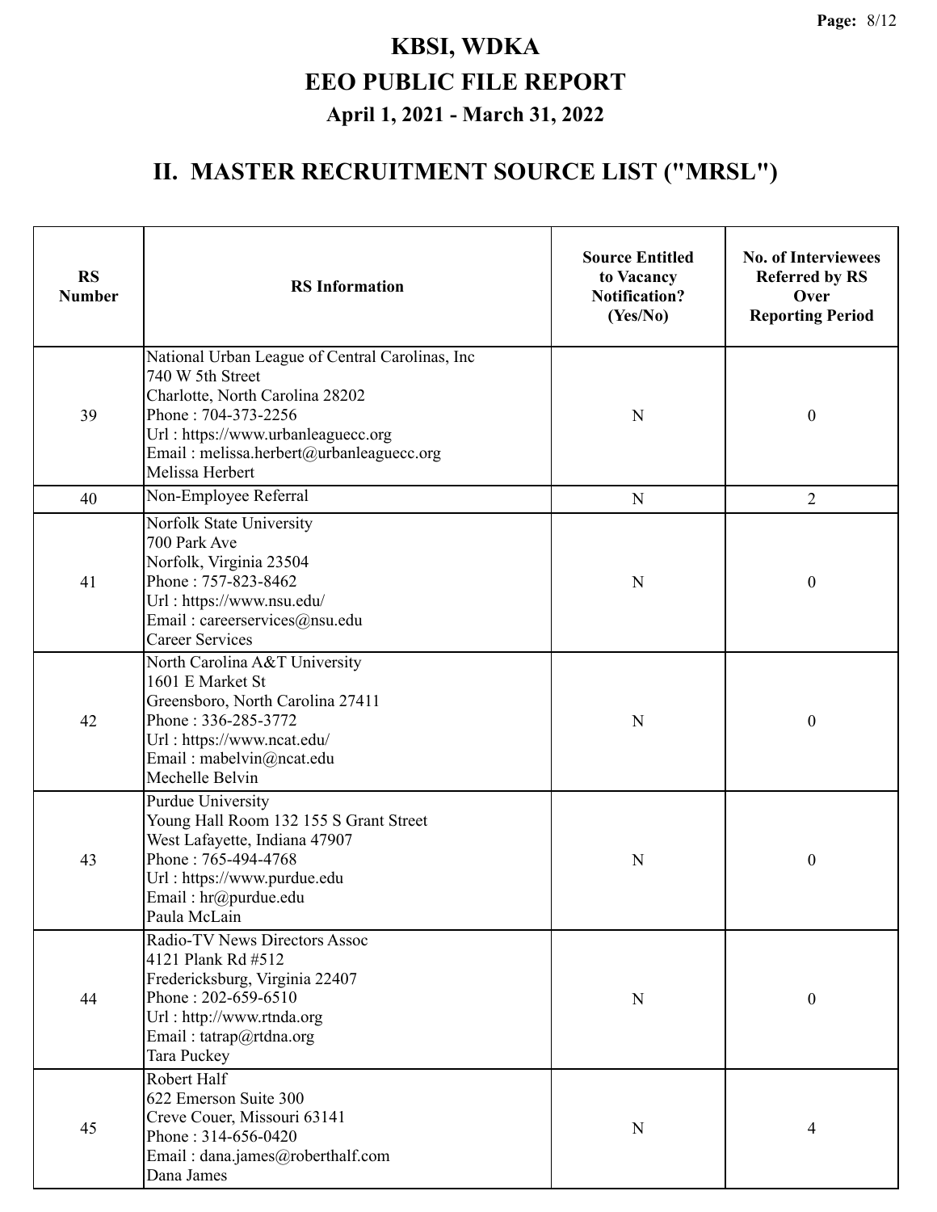# KBSI, WDKA
# EEO PUBLIC FILE REPORT
### April 1, 2021 - March 31, 2022

## II. MASTER RECRUITMENT SOURCE LIST ("MRSL")

| RS Number | RS Information | Source Entitled to Vacancy Notification? (Yes/No) | No. of Interviewees Referred by RS Over Reporting Period |
|---|---|---|---|
| 39 | National Urban League of Central Carolinas, Inc<br>740 W 5th Street<br>Charlotte, North Carolina 28202<br>Phone : 704-373-2256<br>Url : https://www.urbanleaguecc.org<br>Email : melissa.herbert@urbanleaguecc.org<br>Melissa Herbert | N | 0 |
| 40 | Non-Employee Referral | N | 2 |
| 41 | Norfolk State University<br>700 Park Ave<br>Norfolk, Virginia 23504<br>Phone : 757-823-8462<br>Url : https://www.nsu.edu/<br>Email : careerservices@nsu.edu<br>Career Services | N | 0 |
| 42 | North Carolina A&T University<br>1601 E Market St<br>Greensboro, North Carolina 27411<br>Phone : 336-285-3772<br>Url : https://www.ncat.edu/<br>Email : mabelvin@ncat.edu<br>Mechelle Belvin | N | 0 |
| 43 | Purdue University<br>Young Hall Room 132 155 S Grant Street<br>West Lafayette, Indiana 47907<br>Phone : 765-494-4768<br>Url : https://www.purdue.edu<br>Email : hr@purdue.edu<br>Paula McLain | N | 0 |
| 44 | Radio-TV News Directors Assoc<br>4121 Plank Rd #512<br>Fredericksburg, Virginia 22407<br>Phone : 202-659-6510<br>Url : http://www.rtnda.org<br>Email : tatrap@rtdna.org<br>Tara Puckey | N | 0 |
| 45 | Robert Half<br>622 Emerson Suite 300<br>Creve Couer, Missouri 63141<br>Phone : 314-656-0420<br>Email : dana.james@roberthalf.com<br>Dana James | N | 4 |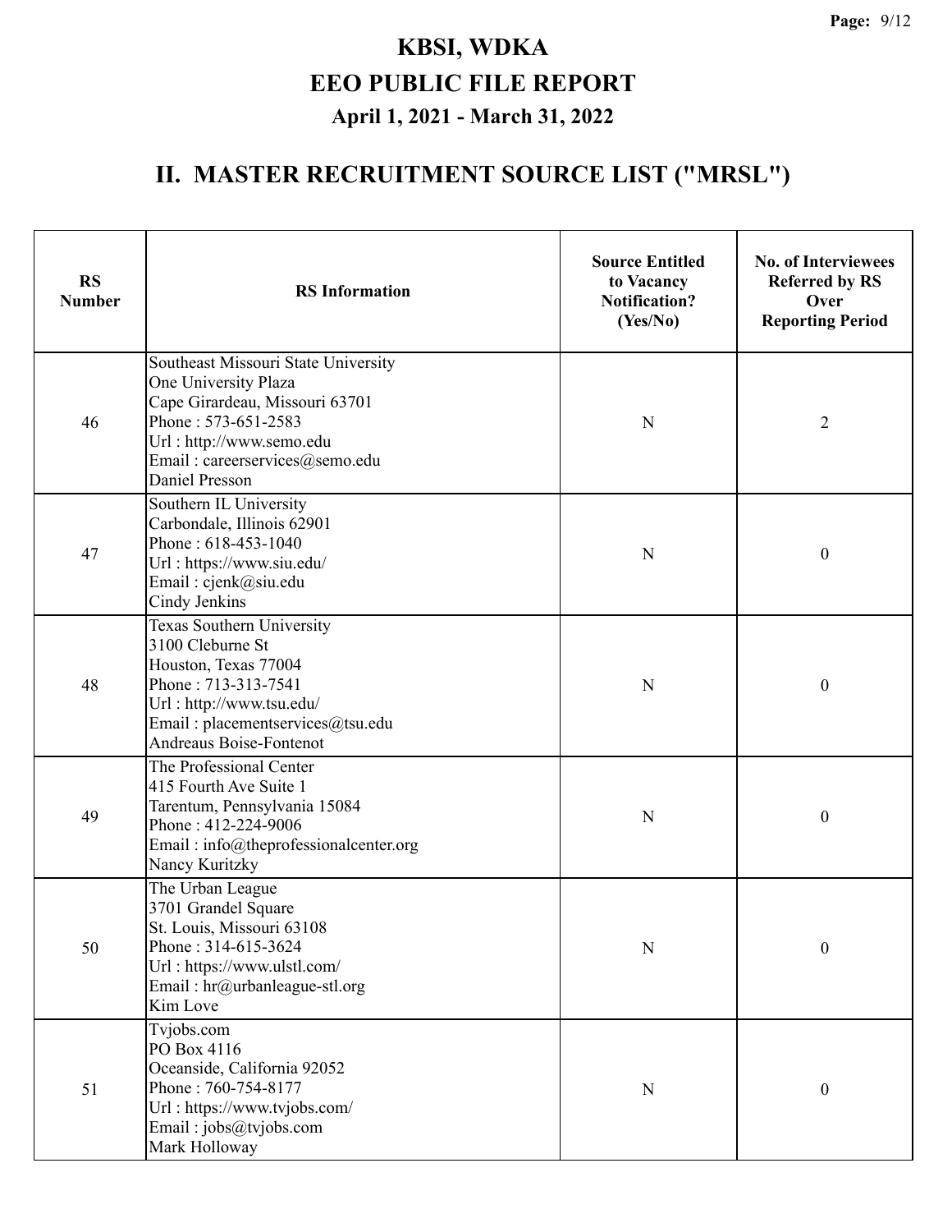# KBSI, WDKA

# EEO PUBLIC FILE REPORT

### April 1, 2021 - March 31, 2022

## II. MASTER RECRUITMENT SOURCE LIST ("MRSL")

| RS Number | RS Information | Source Entitled to Vacancy Notification? (Yes/No) | No. of Interviewees Referred by RS Over Reporting Period |
|---|---|---|---|
| 46 | Southeast Missouri State University<br>One University Plaza<br>Cape Girardeau, Missouri 63701<br>Phone : 573-651-2583<br>Url : http://www.semo.edu<br>Email : careerservices@semo.edu<br>Daniel Presson | N | 2 |
| 47 | Southern IL University<br>Carbondale, Illinois 62901<br>Phone : 618-453-1040<br>Url : https://www.siu.edu/<br>Email : cjenk@siu.edu<br>Cindy Jenkins | N | 0 |
| 48 | Texas Southern University<br>3100 Cleburne St<br>Houston, Texas 77004<br>Phone : 713-313-7541<br>Url : http://www.tsu.edu/<br>Email : placementservices@tsu.edu<br>Andreaus Boise-Fontenot | N | 0 |
| 49 | The Professional Center<br>415 Fourth Ave Suite 1<br>Tarentum, Pennsylvania 15084<br>Phone : 412-224-9006<br>Email : info@theprofessionalcenter.org<br>Nancy Kuritzky | N | 0 |
| 50 | The Urban League<br>3701 Grandel Square<br>St. Louis, Missouri 63108<br>Phone : 314-615-3624<br>Url : https://www.ulstl.com/<br>Email : hr@urbanleague-stl.org<br>Kim Love | N | 0 |
| 51 | Tvjobs.com<br>PO Box 4116<br>Oceanside, California 92052<br>Phone : 760-754-8177<br>Url : https://www.tvjobs.com/<br>Email : jobs@tvjobs.com<br>Mark Holloway | N | 0 |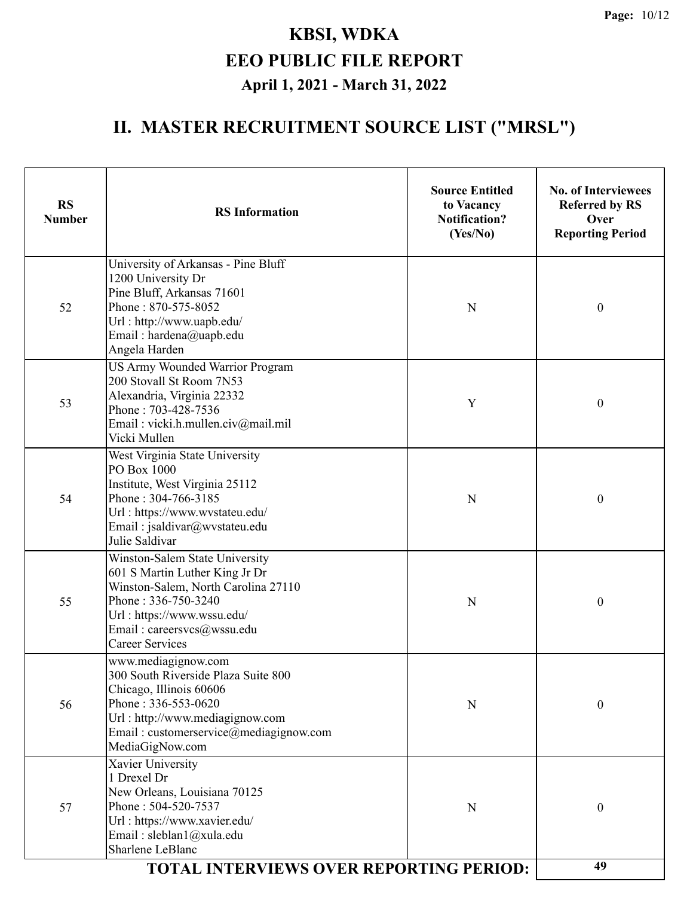# KBSI, WDKA

## EEO PUBLIC FILE REPORT

### April 1, 2021 - March 31, 2022

## II. MASTER RECRUITMENT SOURCE LIST ("MRSL")

| RS Number | RS Information | Source Entitled to Vacancy Notification? (Yes/No) | No. of Interviewees Referred by RS Over Reporting Period |
|---|---|---|---|
| 52 | University of Arkansas - Pine Bluff<br>1200 University Dr<br>Pine Bluff, Arkansas 71601<br>Phone : 870-575-8052<br>Url : http://www.uapb.edu/<br>Email : hardena@uapb.edu<br>Angela Harden | N | 0 |
| 53 | US Army Wounded Warrior Program<br>200 Stovall St Room 7N53<br>Alexandria, Virginia 22332<br>Phone : 703-428-7536<br>Email : vicki.h.mullen.civ@mail.mil<br>Vicki Mullen | Y | 0 |
| 54 | West Virginia State University<br>PO Box 1000<br>Institute, West Virginia 25112<br>Phone : 304-766-3185<br>Url : https://www.wvstateu.edu/<br>Email : jsaldivar@wvstateu.edu<br>Julie Saldivar | N | 0 |
| 55 | Winston-Salem State University<br>601 S Martin Luther King Jr Dr<br>Winston-Salem, North Carolina 27110<br>Phone : 336-750-3240<br>Url : https://www.wssu.edu/<br>Email : careersvcs@wssu.edu<br>Career Services | N | 0 |
| 56 | www.mediagignow.com<br>300 South Riverside Plaza Suite 800<br>Chicago, Illinois 60606<br>Phone : 336-553-0620<br>Url : http://www.mediagignow.com<br>Email : customerservice@mediagignow.com<br>MediaGigNow.com | N | 0 |
| 57 | Xavier University<br>1 Drexel Dr<br>New Orleans, Louisiana 70125<br>Phone : 504-520-7537<br>Url : https://www.xavier.edu/<br>Email : sleblan1@xula.edu<br>Sharlene LeBlanc | N | 0 |
| | **TOTAL INTERVIEWS OVER REPORTING PERIOD:** | | **49** |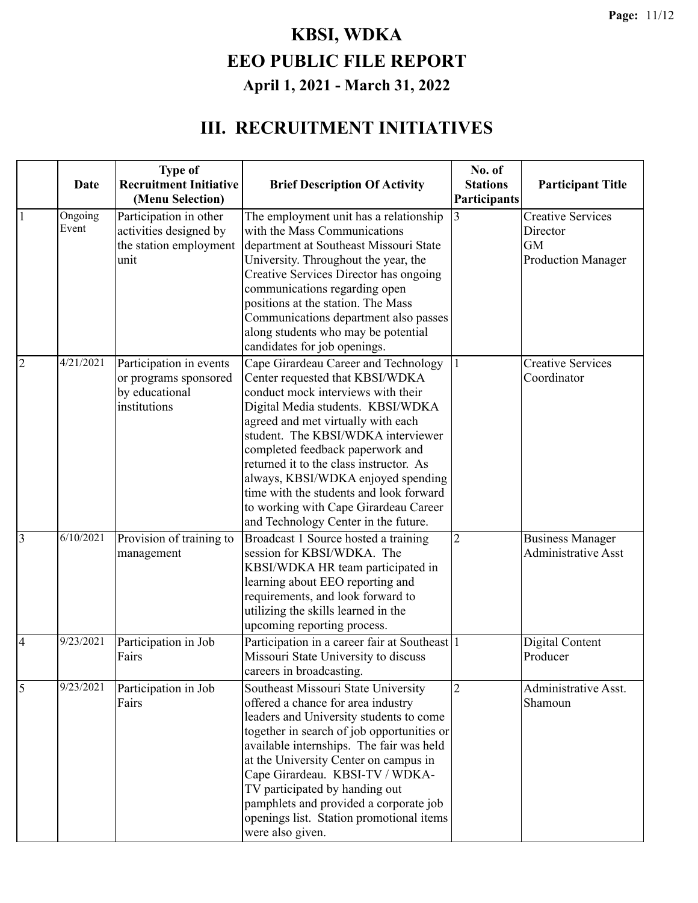# KBSI, WDKA
# EEO PUBLIC FILE REPORT
## April 1, 2021 - March 31, 2022

## III. RECRUITMENT INITIATIVES

| | Date | Type of Recruitment Initiative (Menu Selection) | Brief Description Of Activity | No. of Stations Participants | Participant Title |
|---|---|---|---|---|---|
| 1 | Ongoing Event | Participation in other activities designed by the station employment unit | The employment unit has a relationship with the Mass Communications department at Southeast Missouri State University. Throughout the year, the Creative Services Director has ongoing communications regarding open positions at the station. The Mass Communications department also passes along students who may be potential candidates for job openings. | 3 | Creative Services Director<br>GM<br>Production Manager |
| 2 | 4/21/2021 | Participation in events or programs sponsored by educational institutions | Cape Girardeau Career and Technology Center requested that KBSI/WDKA conduct mock interviews with their Digital Media students. KBSI/WDKA agreed and met virtually with each student. The KBSI/WDKA interviewer completed feedback paperwork and returned it to the class instructor. As always, KBSI/WDKA enjoyed spending time with the students and look forward to working with Cape Girardeau Career and Technology Center in the future. | 1 | Creative Services Coordinator |
| 3 | 6/10/2021 | Provision of training to management | Broadcast 1 Source hosted a training session for KBSI/WDKA. The KBSI/WDKA HR team participated in learning about EEO reporting and requirements, and look forward to utilizing the skills learned in the upcoming reporting process. | 2 | Business Manager<br>Administrative Asst |
| 4 | 9/23/2021 | Participation in Job Fairs | Participation in a career fair at Southeast Missouri State University to discuss careers in broadcasting. | 1 | Digital Content Producer |
| 5 | 9/23/2021 | Participation in Job Fairs | Southeast Missouri State University offered a chance for area industry leaders and University students to come together in search of job opportunities or available internships. The fair was held at the University Center on campus in Cape Girardeau. KBSI-TV / WDKA-TV participated by handing out pamphlets and provided a corporate job openings list. Station promotional items were also given. | 2 | Administrative Asst.<br>Shamoun |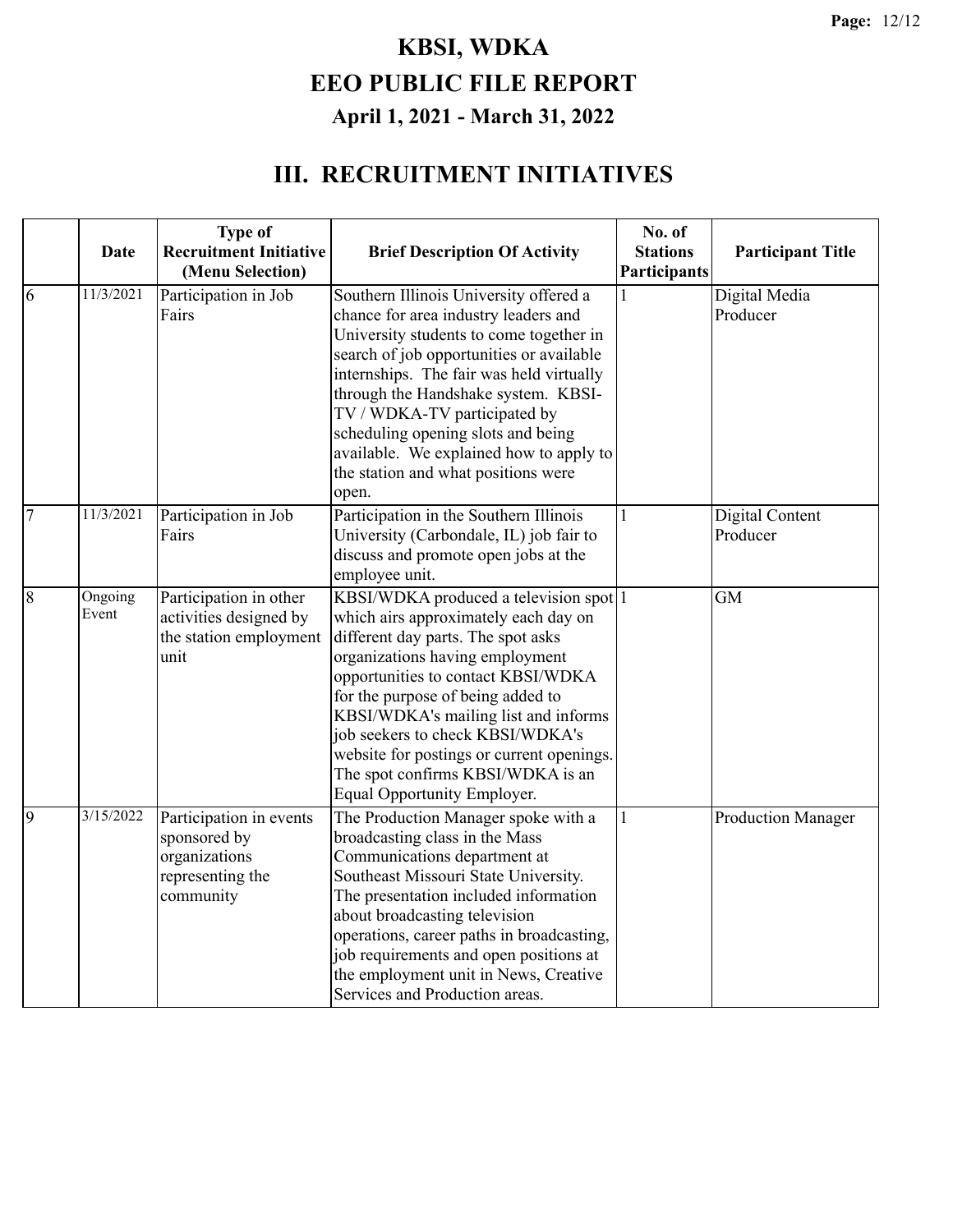# KBSI, WDKA

# EEO PUBLIC FILE REPORT

### April 1, 2021 - March 31, 2022

## III. RECRUITMENT INITIATIVES

| | Date | Type of Recruitment Initiative (Menu Selection) | Brief Description Of Activity | No. of Stations Participants | Participant Title |
|---|---|---|---|---|---|
| 6 | 11/3/2021 | Participation in Job Fairs | Southern Illinois University offered a chance for area industry leaders and University students to come together in search of job opportunities or available internships. The fair was held virtually through the Handshake system. KBSI-TV / WDKA-TV participated by scheduling opening slots and being available. We explained how to apply to the station and what positions were open. | 1 | Digital Media Producer |
| 7 | 11/3/2021 | Participation in Job Fairs | Participation in the Southern Illinois University (Carbondale, IL) job fair to discuss and promote open jobs at the employee unit. | 1 | Digital Content Producer |
| 8 | Ongoing Event | Participation in other activities designed by the station employment unit | KBSI/WDKA produced a television spot which airs approximately each day on different day parts. The spot asks organizations having employment opportunities to contact KBSI/WDKA for the purpose of being added to KBSI/WDKA's mailing list and informs job seekers to check KBSI/WDKA's website for postings or current openings. The spot confirms KBSI/WDKA is an Equal Opportunity Employer. | 1 | GM |
| 9 | 3/15/2022 | Participation in events sponsored by organizations representing the community | The Production Manager spoke with a broadcasting class in the Mass Communications department at Southeast Missouri State University. The presentation included information about broadcasting television operations, career paths in broadcasting, job requirements and open positions at the employment unit in News, Creative Services and Production areas. | 1 | Production Manager |